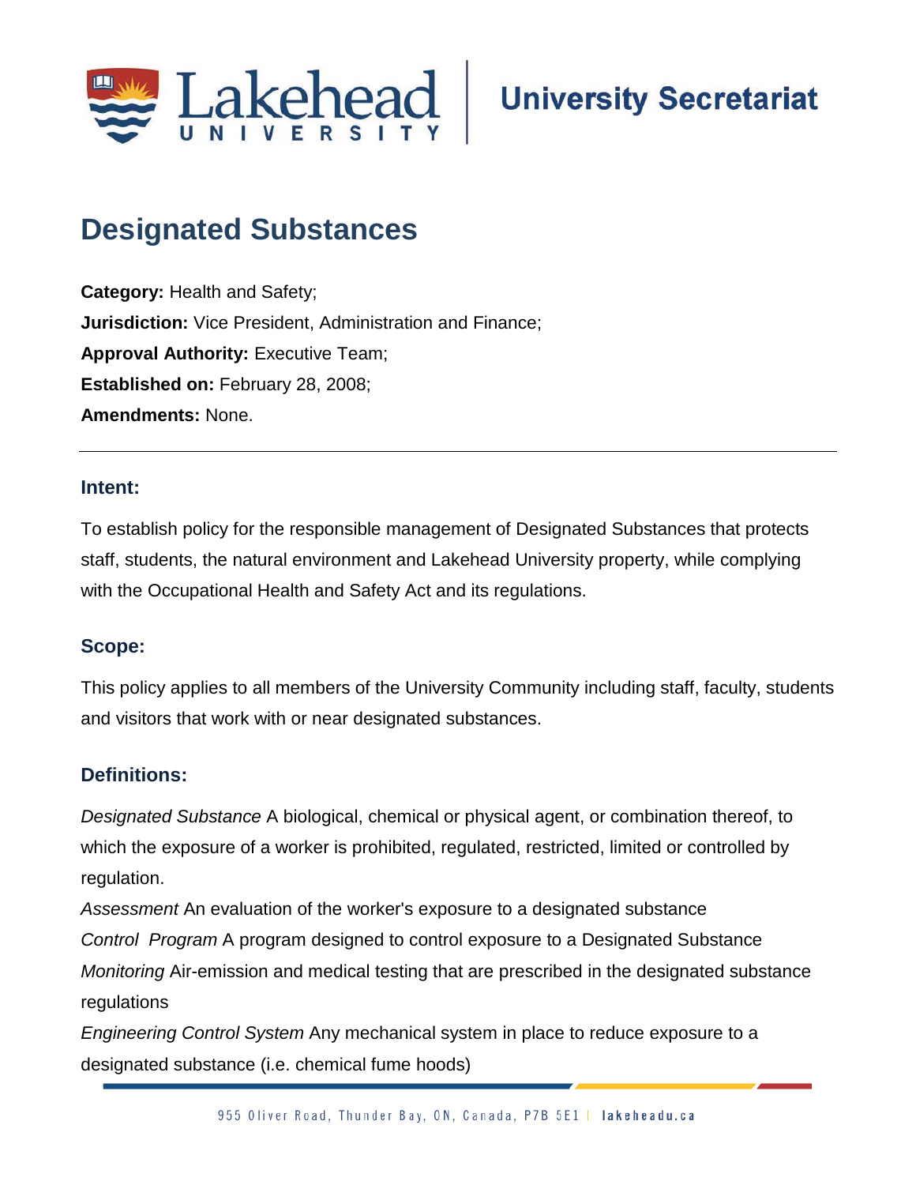# Designated Substances

**Category:** Health and Safety;
**Jurisdiction:** Vice President, Administration and Finance;
**Approval Authority:** Executive Team;
**Established on:** February 28, 2008;
**Amendments:** None.

---

## Intent:

To establish policy for the responsible management of Designated Substances that protects staff, students, the natural environment and Lakehead University property, while complying with the Occupational Health and Safety Act and its regulations.

## Scope:

This policy applies to all members of the University Community including staff, faculty, students and visitors that work with or near designated substances.

## Definitions:

*Designated Substance* A biological, chemical or physical agent, or combination thereof, to which the exposure of a worker is prohibited, regulated, restricted, limited or controlled by regulation.
*Assessment* An evaluation of the worker's exposure to a designated substance
*Control Program* A program designed to control exposure to a Designated Substance
*Monitoring* Air-emission and medical testing that are prescribed in the designated substance regulations
*Engineering Control System* Any mechanical system in place to reduce exposure to a designated substance (i.e. chemical fume hoods)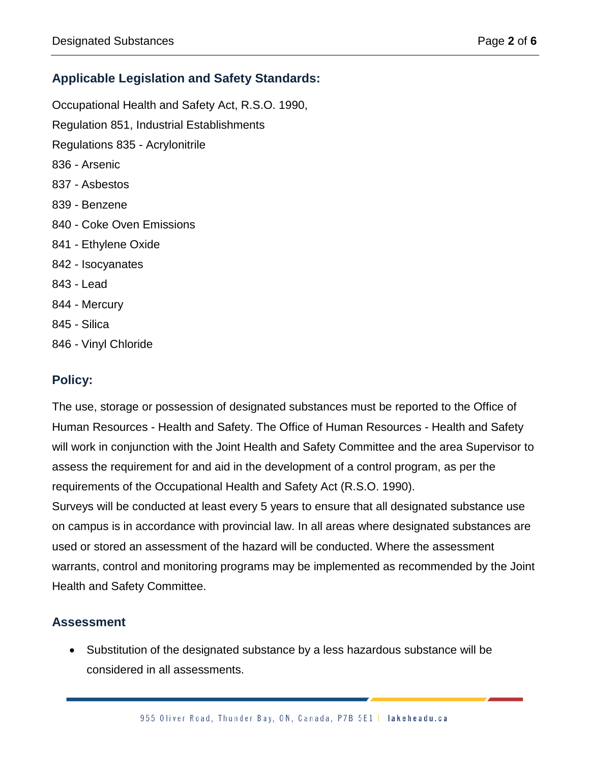## Applicable Legislation and Safety Standards:

Occupational Health and Safety Act, R.S.O. 1990,

Regulation 851, Industrial Establishments

Regulations 835 - Acrylonitrile

836 - Arsenic

837 - Asbestos

839 - Benzene

840 - Coke Oven Emissions

841 - Ethylene Oxide

842 - Isocyanates

843 - Lead

844 - Mercury

845 - Silica

846 - Vinyl Chloride

## Policy:

The use, storage or possession of designated substances must be reported to the Office of Human Resources - Health and Safety. The Office of Human Resources - Health and Safety will work in conjunction with the Joint Health and Safety Committee and the area Supervisor to assess the requirement for and aid in the development of a control program, as per the requirements of the Occupational Health and Safety Act (R.S.O. 1990).

Surveys will be conducted at least every 5 years to ensure that all designated substance use on campus is in accordance with provincial law. In all areas where designated substances are used or stored an assessment of the hazard will be conducted. Where the assessment warrants, control and monitoring programs may be implemented as recommended by the Joint Health and Safety Committee.

### Assessment

- Substitution of the designated substance by a less hazardous substance will be considered in all assessments.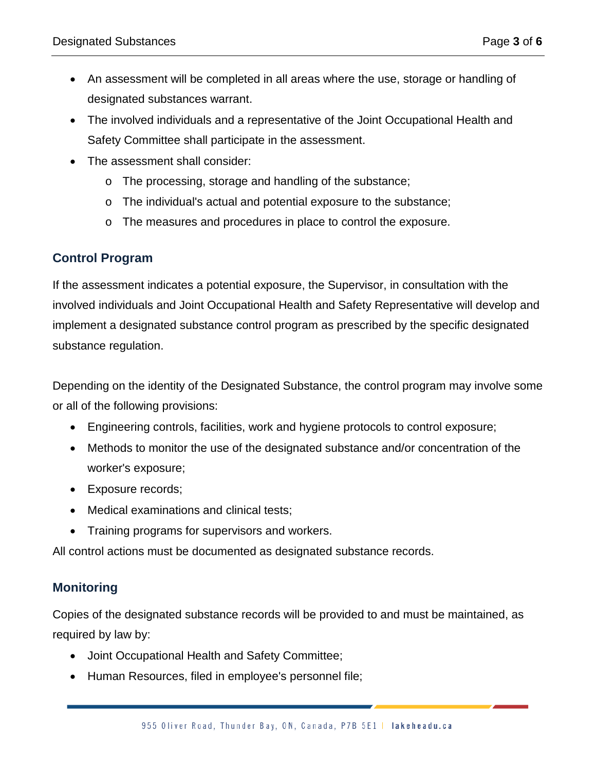- An assessment will be completed in all areas where the use, storage or handling of designated substances warrant.
- The involved individuals and a representative of the Joint Occupational Health and Safety Committee shall participate in the assessment.
- The assessment shall consider:
    - The processing, storage and handling of the substance;
    - The individual's actual and potential exposure to the substance;
    - The measures and procedures in place to control the exposure.

## Control Program

If the assessment indicates a potential exposure, the Supervisor, in consultation with the involved individuals and Joint Occupational Health and Safety Representative will develop and implement a designated substance control program as prescribed by the specific designated substance regulation.

Depending on the identity of the Designated Substance, the control program may involve some or all of the following provisions:

- Engineering controls, facilities, work and hygiene protocols to control exposure;
- Methods to monitor the use of the designated substance and/or concentration of the worker's exposure;
- Exposure records;
- Medical examinations and clinical tests;
- Training programs for supervisors and workers.

All control actions must be documented as designated substance records.

## Monitoring

Copies of the designated substance records will be provided to and must be maintained, as required by law by:

- Joint Occupational Health and Safety Committee;
- Human Resources, filed in employee's personnel file;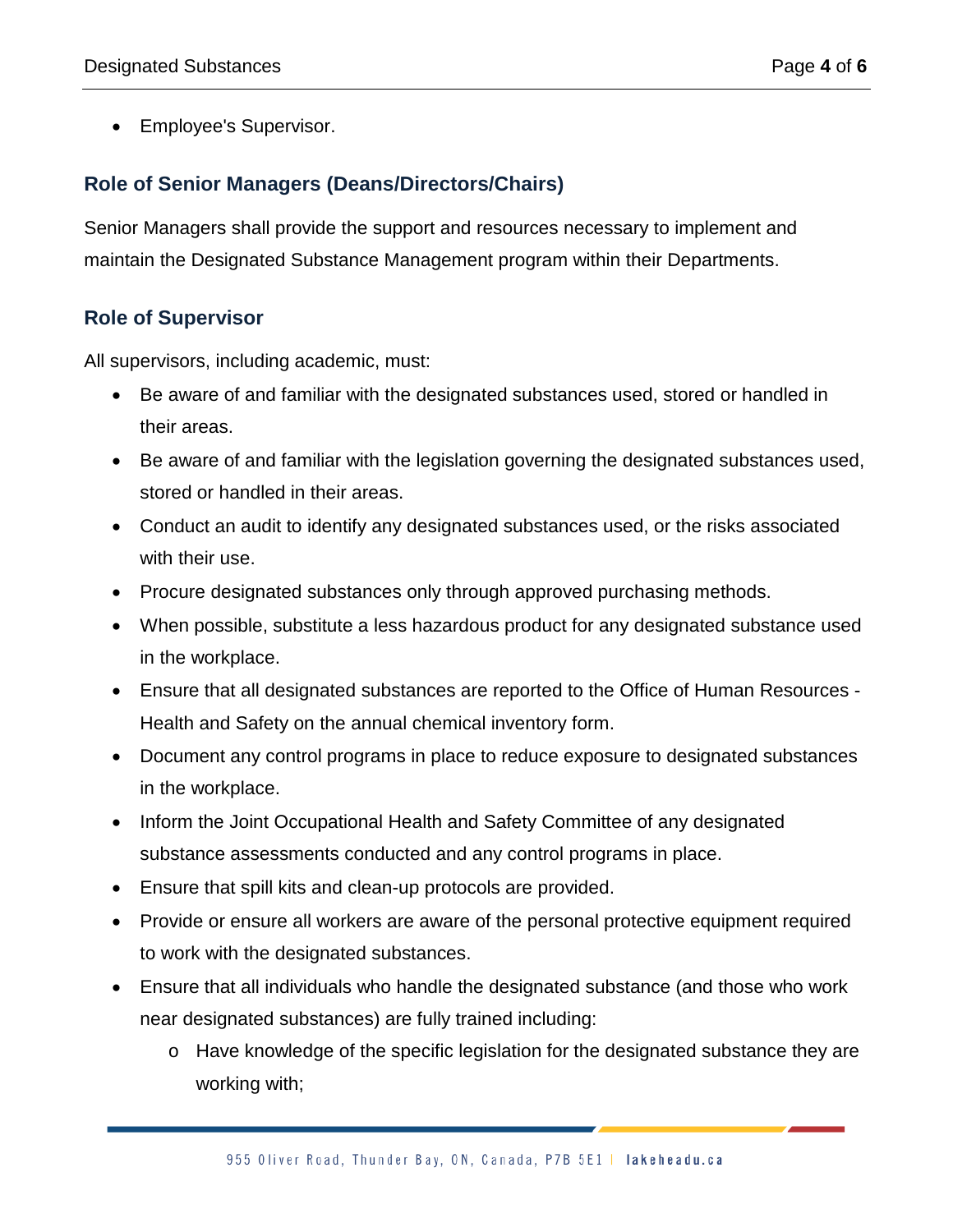- Employee's Supervisor.

## Role of Senior Managers (Deans/Directors/Chairs)

Senior Managers shall provide the support and resources necessary to implement and maintain the Designated Substance Management program within their Departments.

## Role of Supervisor

All supervisors, including academic, must:

- Be aware of and familiar with the designated substances used, stored or handled in their areas.
- Be aware of and familiar with the legislation governing the designated substances used, stored or handled in their areas.
- Conduct an audit to identify any designated substances used, or the risks associated with their use.
- Procure designated substances only through approved purchasing methods.
- When possible, substitute a less hazardous product for any designated substance used in the workplace.
- Ensure that all designated substances are reported to the Office of Human Resources - Health and Safety on the annual chemical inventory form.
- Document any control programs in place to reduce exposure to designated substances in the workplace.
- Inform the Joint Occupational Health and Safety Committee of any designated substance assessments conducted and any control programs in place.
- Ensure that spill kits and clean-up protocols are provided.
- Provide or ensure all workers are aware of the personal protective equipment required to work with the designated substances.
- Ensure that all individuals who handle the designated substance (and those who work near designated substances) are fully trained including:
    - Have knowledge of the specific legislation for the designated substance they are working with;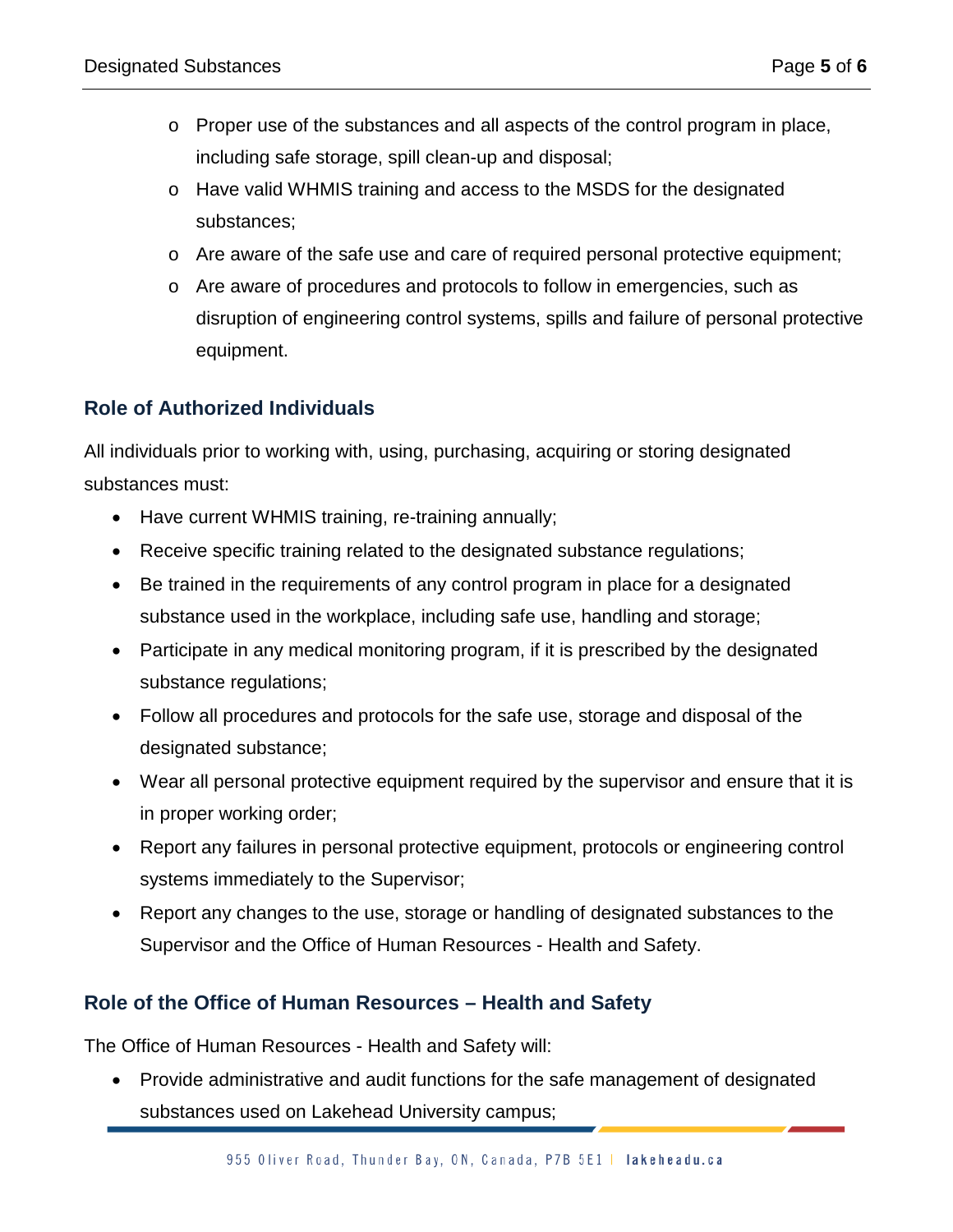- Proper use of the substances and all aspects of the control program in place, including safe storage, spill clean-up and disposal;
  - Have valid WHMIS training and access to the MSDS for the designated substances;
  - Are aware of the safe use and care of required personal protective equipment;
  - Are aware of procedures and protocols to follow in emergencies, such as disruption of engineering control systems, spills and failure of personal protective equipment.

## Role of Authorized Individuals

All individuals prior to working with, using, purchasing, acquiring or storing designated substances must:

- Have current WHMIS training, re-training annually;
- Receive specific training related to the designated substance regulations;
- Be trained in the requirements of any control program in place for a designated substance used in the workplace, including safe use, handling and storage;
- Participate in any medical monitoring program, if it is prescribed by the designated substance regulations;
- Follow all procedures and protocols for the safe use, storage and disposal of the designated substance;
- Wear all personal protective equipment required by the supervisor and ensure that it is in proper working order;
- Report any failures in personal protective equipment, protocols or engineering control systems immediately to the Supervisor;
- Report any changes to the use, storage or handling of designated substances to the Supervisor and the Office of Human Resources - Health and Safety.

## Role of the Office of Human Resources – Health and Safety

The Office of Human Resources - Health and Safety will:

- Provide administrative and audit functions for the safe management of designated substances used on Lakehead University campus;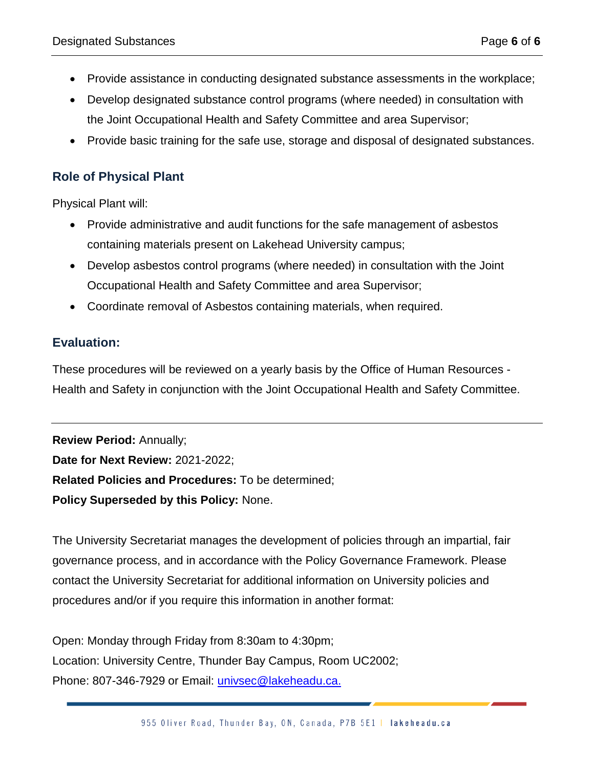- Provide assistance in conducting designated substance assessments in the workplace;
- Develop designated substance control programs (where needed) in consultation with the Joint Occupational Health and Safety Committee and area Supervisor;
- Provide basic training for the safe use, storage and disposal of designated substances.

## Role of Physical Plant

Physical Plant will:

- Provide administrative and audit functions for the safe management of asbestos containing materials present on Lakehead University campus;
- Develop asbestos control programs (where needed) in consultation with the Joint Occupational Health and Safety Committee and area Supervisor;
- Coordinate removal of Asbestos containing materials, when required.

## Evaluation:

These procedures will be reviewed on a yearly basis by the Office of Human Resources - Health and Safety in conjunction with the Joint Occupational Health and Safety Committee.

---

**Review Period:** Annually;
**Date for Next Review:** 2021-2022;
**Related Policies and Procedures:** To be determined;
**Policy Superseded by this Policy:** None.

The University Secretariat manages the development of policies through an impartial, fair governance process, and in accordance with the Policy Governance Framework. Please contact the University Secretariat for additional information on University policies and procedures and/or if you require this information in another format:

Open: Monday through Friday from 8:30am to 4:30pm;
Location: University Centre, Thunder Bay Campus, Room UC2002;
Phone: 807-346-7929 or Email: univsec@lakeheadu.ca.